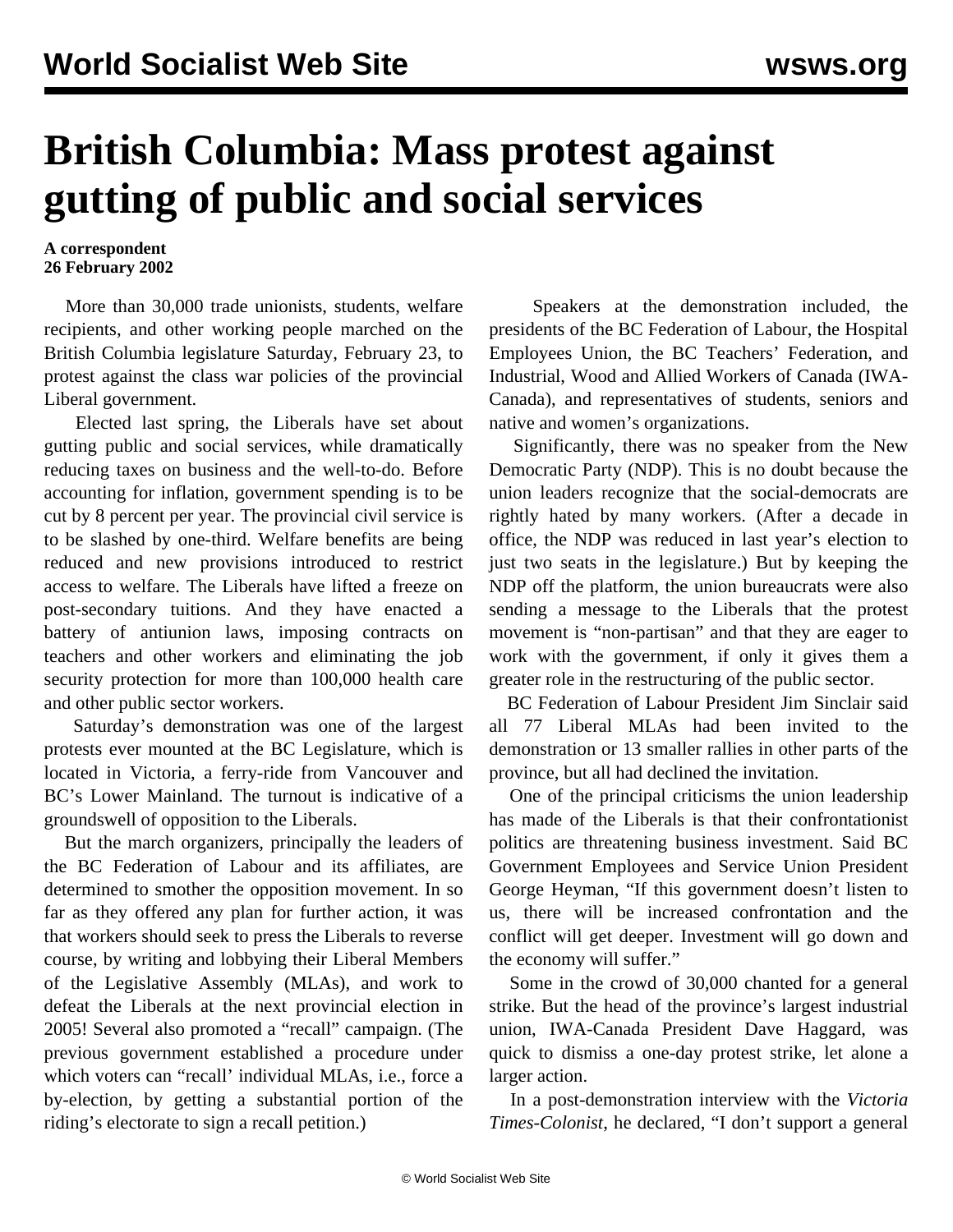# British Columbia: Mass protest against gutting of public and social services

**A correspondent**
**26 February 2002**

More than 30,000 trade unionists, students, welfare recipients, and other working people marched on the British Columbia legislature Saturday, February 23, to protest against the class war policies of the provincial Liberal government.

Elected last spring, the Liberals have set about gutting public and social services, while dramatically reducing taxes on business and the well-to-do. Before accounting for inflation, government spending is to be cut by 8 percent per year. The provincial civil service is to be slashed by one-third. Welfare benefits are being reduced and new provisions introduced to restrict access to welfare. The Liberals have lifted a freeze on post-secondary tuitions. And they have enacted a battery of antiunion laws, imposing contracts on teachers and other workers and eliminating the job security protection for more than 100,000 health care and other public sector workers.

Saturday's demonstration was one of the largest protests ever mounted at the BC Legislature, which is located in Victoria, a ferry-ride from Vancouver and BC's Lower Mainland. The turnout is indicative of a groundswell of opposition to the Liberals.

But the march organizers, principally the leaders of the BC Federation of Labour and its affiliates, are determined to smother the opposition movement. In so far as they offered any plan for further action, it was that workers should seek to press the Liberals to reverse course, by writing and lobbying their Liberal Members of the Legislative Assembly (MLAs), and work to defeat the Liberals at the next provincial election in 2005! Several also promoted a "recall" campaign. (The previous government established a procedure under which voters can "recall' individual MLAs, i.e., force a by-election, by getting a substantial portion of the riding's electorate to sign a recall petition.)

Speakers at the demonstration included, the presidents of the BC Federation of Labour, the Hospital Employees Union, the BC Teachers' Federation, and Industrial, Wood and Allied Workers of Canada (IWA-Canada), and representatives of students, seniors and native and women's organizations.

Significantly, there was no speaker from the New Democratic Party (NDP). This is no doubt because the union leaders recognize that the social-democrats are rightly hated by many workers. (After a decade in office, the NDP was reduced in last year's election to just two seats in the legislature.) But by keeping the NDP off the platform, the union bureaucrats were also sending a message to the Liberals that the protest movement is "non-partisan" and that they are eager to work with the government, if only it gives them a greater role in the restructuring of the public sector.

BC Federation of Labour President Jim Sinclair said all 77 Liberal MLAs had been invited to the demonstration or 13 smaller rallies in other parts of the province, but all had declined the invitation.

One of the principal criticisms the union leadership has made of the Liberals is that their confrontationist politics are threatening business investment. Said BC Government Employees and Service Union President George Heyman, "If this government doesn't listen to us, there will be increased confrontation and the conflict will get deeper. Investment will go down and the economy will suffer."

Some in the crowd of 30,000 chanted for a general strike. But the head of the province's largest industrial union, IWA-Canada President Dave Haggard, was quick to dismiss a one-day protest strike, let alone a larger action.

In a post-demonstration interview with the *Victoria Times-Colonist*, he declared, "I don't support a general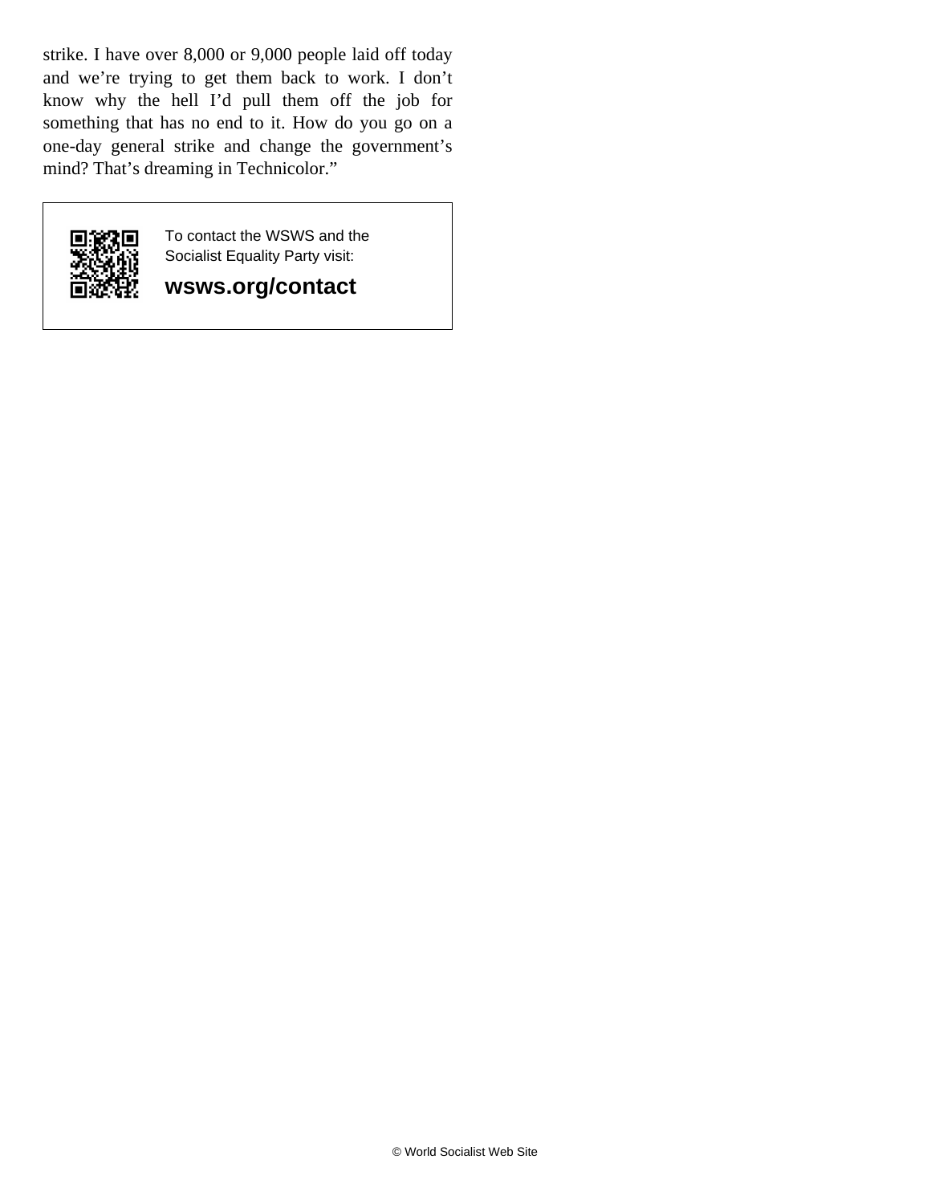strike. I have over 8,000 or 9,000 people laid off today and we're trying to get them back to work. I don't know why the hell I'd pull them off the job for something that has no end to it. How do you go on a one-day general strike and change the government's mind? That's dreaming in Technicolor."

To contact the WSWS and the Socialist Equality Party visit:

**wsws.org/contact**